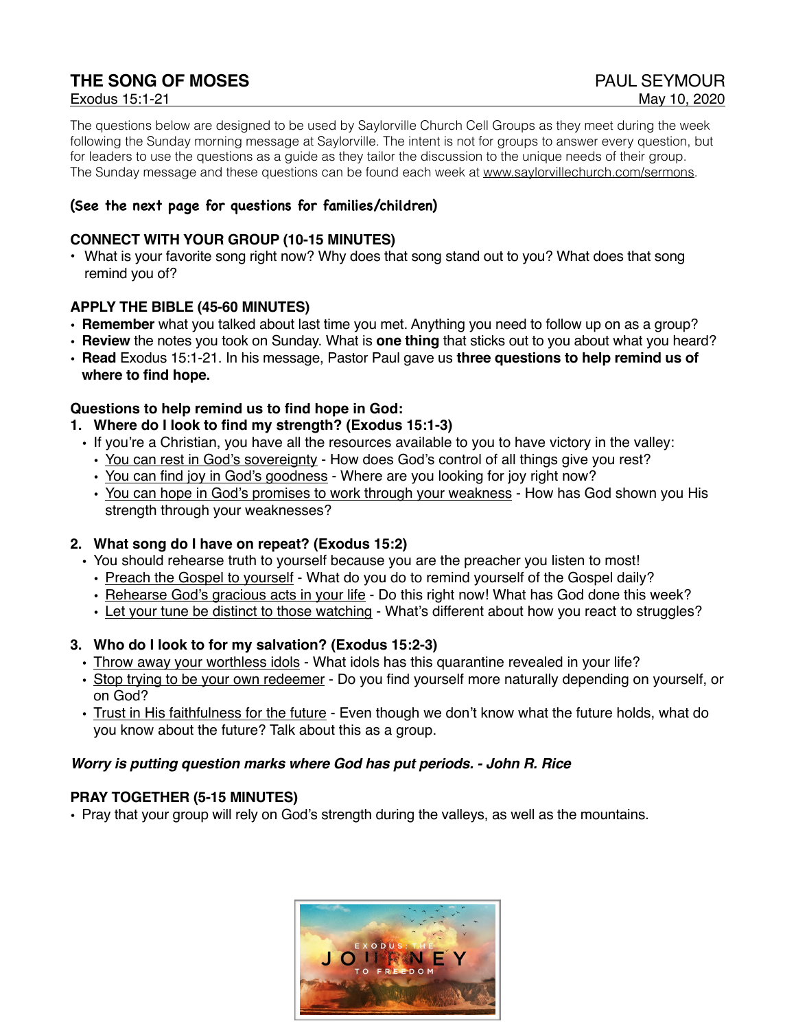# THE SONG OF MOSES

**PAUL SEYMOUR**

Exodus 15:1-21 — May 10, 2020

The questions below are designed to be used by Saylorville Church Cell Groups as they meet during the week following the Sunday morning message at Saylorville. The intent is not for groups to answer every question, but for leaders to use the questions as a guide as they tailor the discussion to the unique needs of their group. The Sunday message and these questions can be found each week at www.saylorvillechurch.com/sermons.

**(See the next page for questions for families/children)**

## CONNECT WITH YOUR GROUP (10-15 MINUTES)

- What is your favorite song right now? Why does that song stand out to you? What does that song remind you of?

## APPLY THE BIBLE (45-60 MINUTES)

- **Remember** what you talked about last time you met. Anything you need to follow up on as a group?
- **Review** the notes you took on Sunday. What is **one thing** that sticks out to you about what you heard?
- **Read** Exodus 15:1-21. In his message, Pastor Paul gave us **three questions to help remind us of where to find hope.**

### Questions to help remind us to find hope in God:

1. **Where do I look to find my strength? (Exodus 15:1-3)**
   - If you're a Christian, you have all the resources available to you to have victory in the valley:
     - You can rest in God's sovereignty - How does God's control of all things give you rest?
     - You can find joy in God's goodness - Where are you looking for joy right now?
     - You can hope in God's promises to work through your weakness - How has God shown you His strength through your weaknesses?

2. **What song do I have on repeat? (Exodus 15:2)**
   - You should rehearse truth to yourself because you are the preacher you listen to most!
     - Preach the Gospel to yourself - What do you do to remind yourself of the Gospel daily?
     - Rehearse God's gracious acts in your life - Do this right now! What has God done this week?
     - Let your tune be distinct to those watching - What's different about how you react to struggles?

3. **Who do I look to for my salvation? (Exodus 15:2-3)**
   - Throw away your worthless idols - What idols has this quarantine revealed in your life?
   - Stop trying to be your own redeemer - Do you find yourself more naturally depending on yourself, or on God?
   - Trust in His faithfulness for the future - Even though we don't know what the future holds, what do you know about the future? Talk about this as a group.

***Worry is putting question marks where God has put periods. - John R. Rice***

## PRAY TOGETHER (5-15 MINUTES)

- Pray that your group will rely on God's strength during the valleys, as well as the mountains.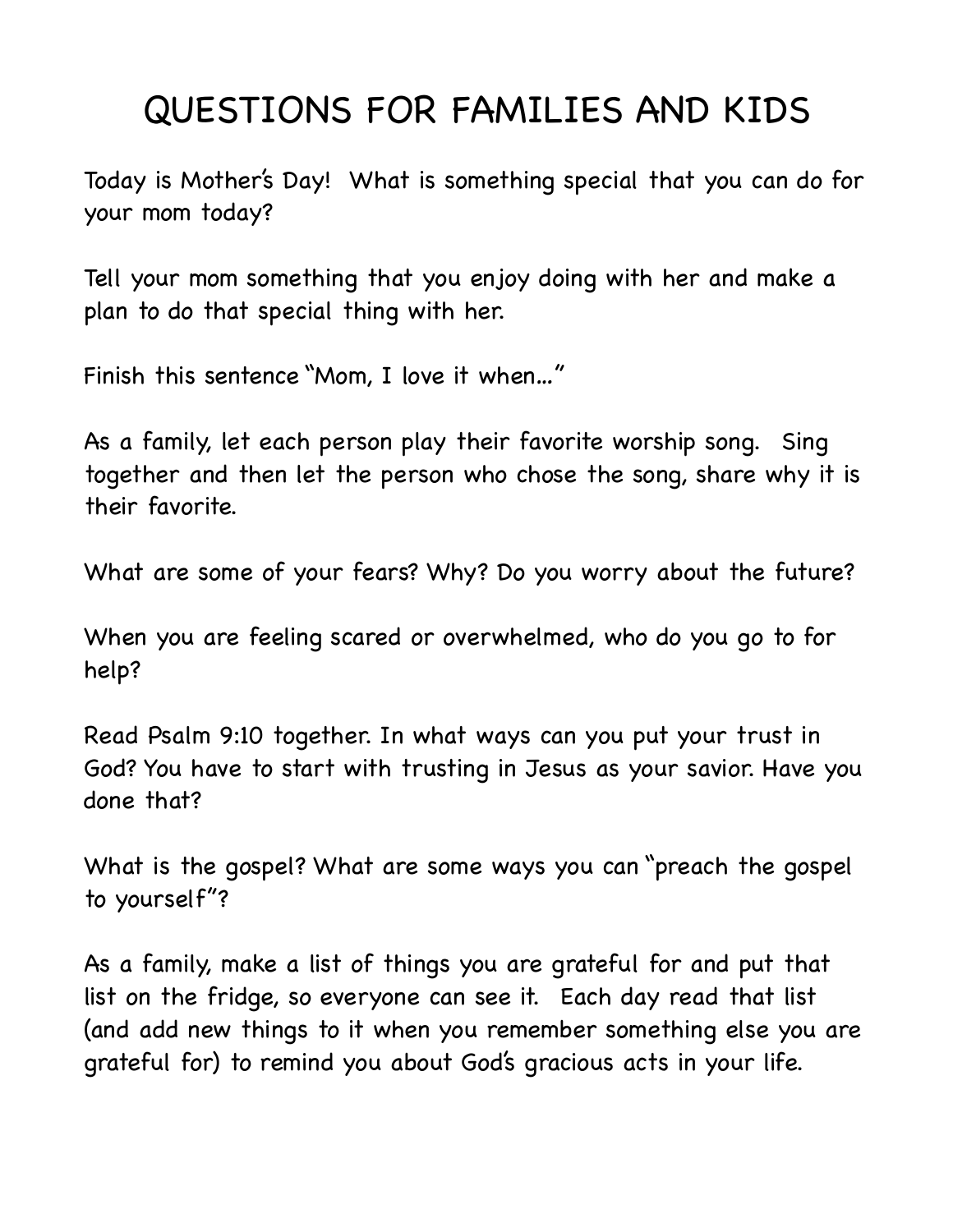# QUESTIONS FOR FAMILIES AND KIDS

Today is Mother's Day! What is something special that you can do for your mom today?

Tell your mom something that you enjoy doing with her and make a plan to do that special thing with her.

Finish this sentence "Mom, I love it when…"

As a family, let each person play their favorite worship song. Sing together and then let the person who chose the song, share why it is their favorite.

What are some of your fears? Why? Do you worry about the future?

When you are feeling scared or overwhelmed, who do you go to for help?

Read Psalm 9:10 together. In what ways can you put your trust in God? You have to start with trusting in Jesus as your savior. Have you done that?

What is the gospel? What are some ways you can "preach the gospel to yourself"?

As a family, make a list of things you are grateful for and put that list on the fridge, so everyone can see it. Each day read that list (and add new things to it when you remember something else you are grateful for) to remind you about God's gracious acts in your life.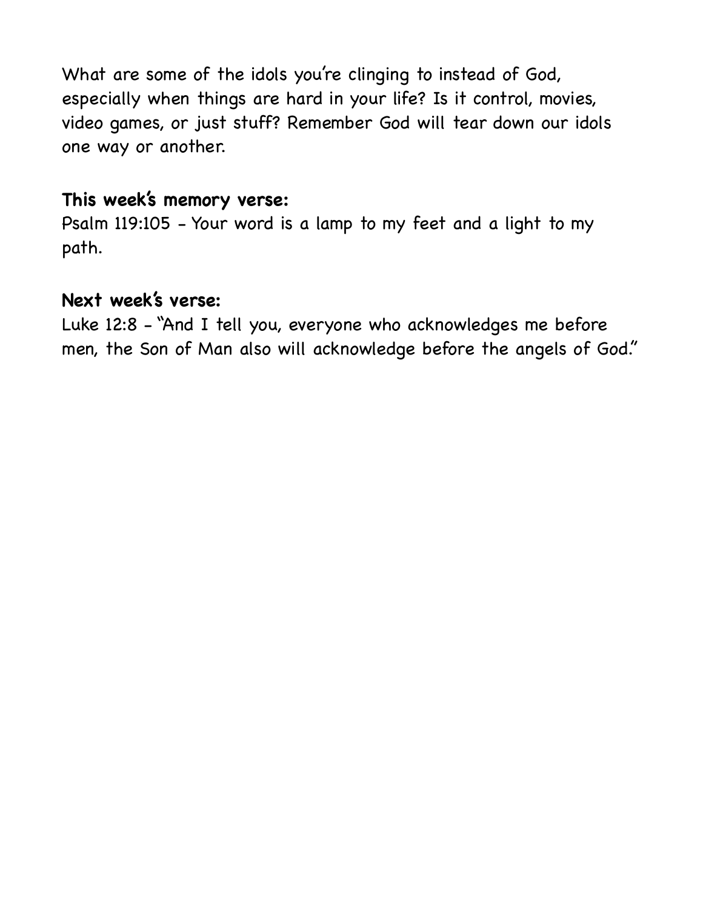What are some of the idols you're clinging to instead of God, especially when things are hard in your life? Is it control, movies, video games, or just stuff? Remember God will tear down our idols one way or another.

**This week's memory verse:**
Psalm 119:105 - Your word is a lamp to my feet and a light to my path.

**Next week's verse:**
Luke 12:8 - "And I tell you, everyone who acknowledges me before men, the Son of Man also will acknowledge before the angels of God."